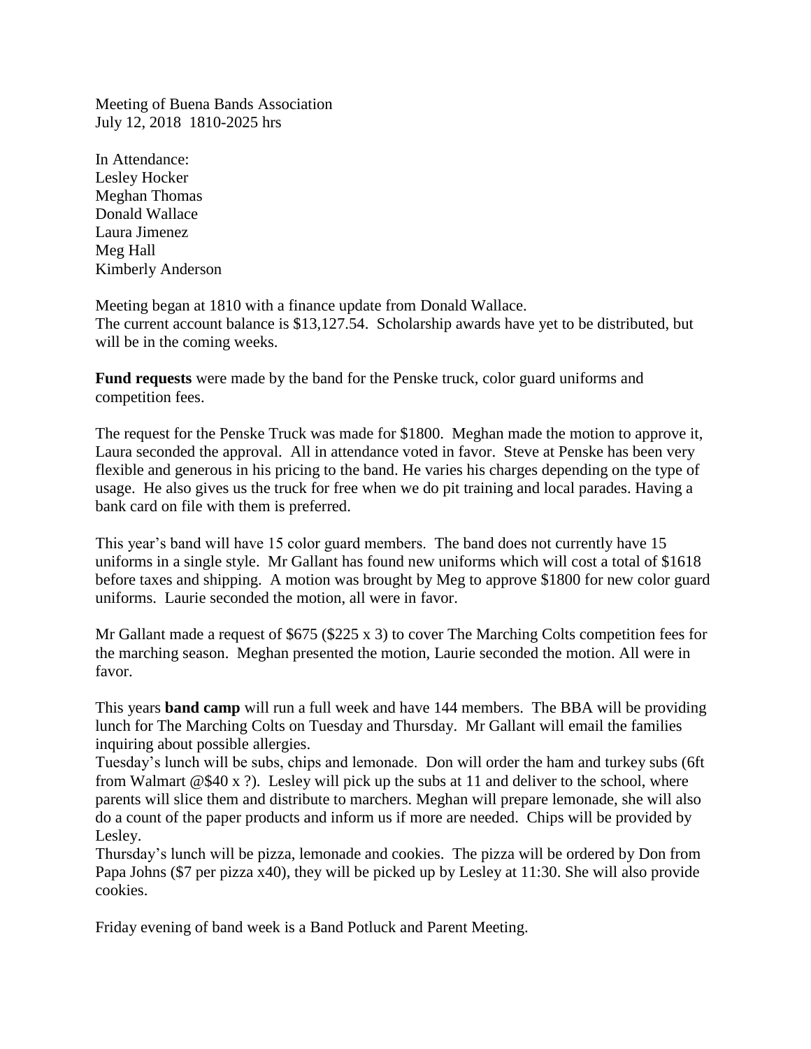Meeting of Buena Bands Association
July 12, 2018 1810-2025 hrs

In Attendance:
Lesley Hocker
Meghan Thomas
Donald Wallace
Laura Jimenez
Meg Hall
Kimberly Anderson

Meeting began at 1810 with a finance update from Donald Wallace.
The current account balance is $13,127.54. Scholarship awards have yet to be distributed, but will be in the coming weeks.

**Fund requests** were made by the band for the Penske truck, color guard uniforms and competition fees.

The request for the Penske Truck was made for $1800. Meghan made the motion to approve it, Laura seconded the approval. All in attendance voted in favor. Steve at Penske has been very flexible and generous in his pricing to the band. He varies his charges depending on the type of usage. He also gives us the truck for free when we do pit training and local parades. Having a bank card on file with them is preferred.

This year's band will have 15 color guard members. The band does not currently have 15 uniforms in a single style. Mr Gallant has found new uniforms which will cost a total of $1618 before taxes and shipping. A motion was brought by Meg to approve $1800 for new color guard uniforms. Laurie seconded the motion, all were in favor.

Mr Gallant made a request of $675 ($225 x 3) to cover The Marching Colts competition fees for the marching season. Meghan presented the motion, Laurie seconded the motion. All were in favor.

This years **band camp** will run a full week and have 144 members. The BBA will be providing lunch for The Marching Colts on Tuesday and Thursday. Mr Gallant will email the families inquiring about possible allergies.
Tuesday's lunch will be subs, chips and lemonade. Don will order the ham and turkey subs (6ft from Walmart @$40 x ?). Lesley will pick up the subs at 11 and deliver to the school, where parents will slice them and distribute to marchers. Meghan will prepare lemonade, she will also do a count of the paper products and inform us if more are needed. Chips will be provided by Lesley.
Thursday's lunch will be pizza, lemonade and cookies. The pizza will be ordered by Don from Papa Johns ($7 per pizza x40), they will be picked up by Lesley at 11:30. She will also provide cookies.

Friday evening of band week is a Band Potluck and Parent Meeting.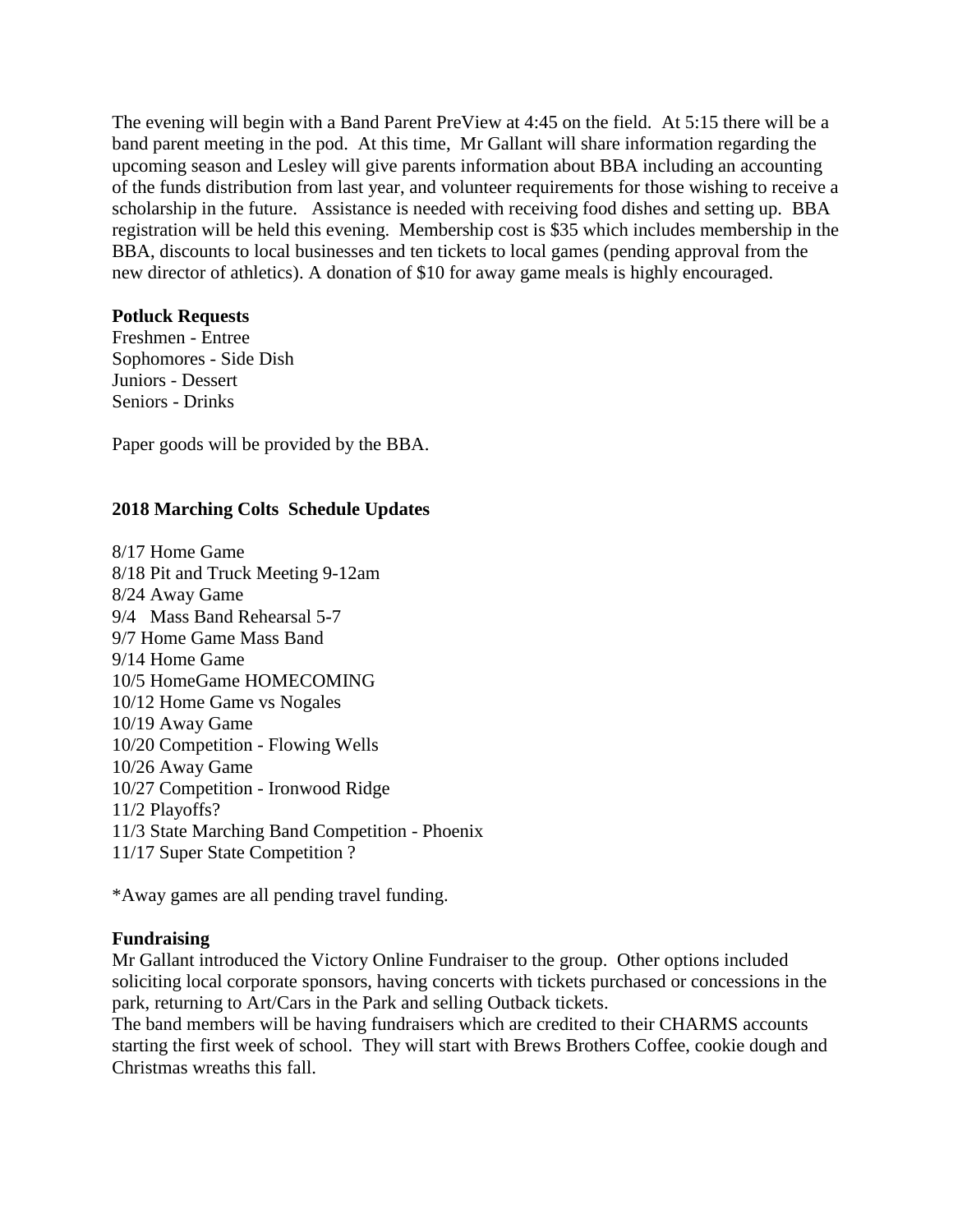The evening will begin with a Band Parent PreView at 4:45 on the field. At 5:15 there will be a band parent meeting in the pod. At this time, Mr Gallant will share information regarding the upcoming season and Lesley will give parents information about BBA including an accounting of the funds distribution from last year, and volunteer requirements for those wishing to receive a scholarship in the future. Assistance is needed with receiving food dishes and setting up. BBA registration will be held this evening. Membership cost is $35 which includes membership in the BBA, discounts to local businesses and ten tickets to local games (pending approval from the new director of athletics). A donation of $10 for away game meals is highly encouraged.

**Potluck Requests**

Freshmen - Entree
Sophomores - Side Dish
Juniors - Dessert
Seniors - Drinks

Paper goods will be provided by the BBA.

**2018 Marching Colts Schedule Updates**

8/17 Home Game
8/18 Pit and Truck Meeting 9-12am
8/24 Away Game
9/4 Mass Band Rehearsal 5-7
9/7 Home Game Mass Band
9/14 Home Game
10/5 HomeGame HOMECOMING
10/12 Home Game vs Nogales
10/19 Away Game
10/20 Competition - Flowing Wells
10/26 Away Game
10/27 Competition - Ironwood Ridge
11/2 Playoffs?
11/3 State Marching Band Competition - Phoenix
11/17 Super State Competition ?

*Away games are all pending travel funding.

**Fundraising**

Mr Gallant introduced the Victory Online Fundraiser to the group. Other options included soliciting local corporate sponsors, having concerts with tickets purchased or concessions in the park, returning to Art/Cars in the Park and selling Outback tickets.

The band members will be having fundraisers which are credited to their CHARMS accounts starting the first week of school. They will start with Brews Brothers Coffee, cookie dough and Christmas wreaths this fall.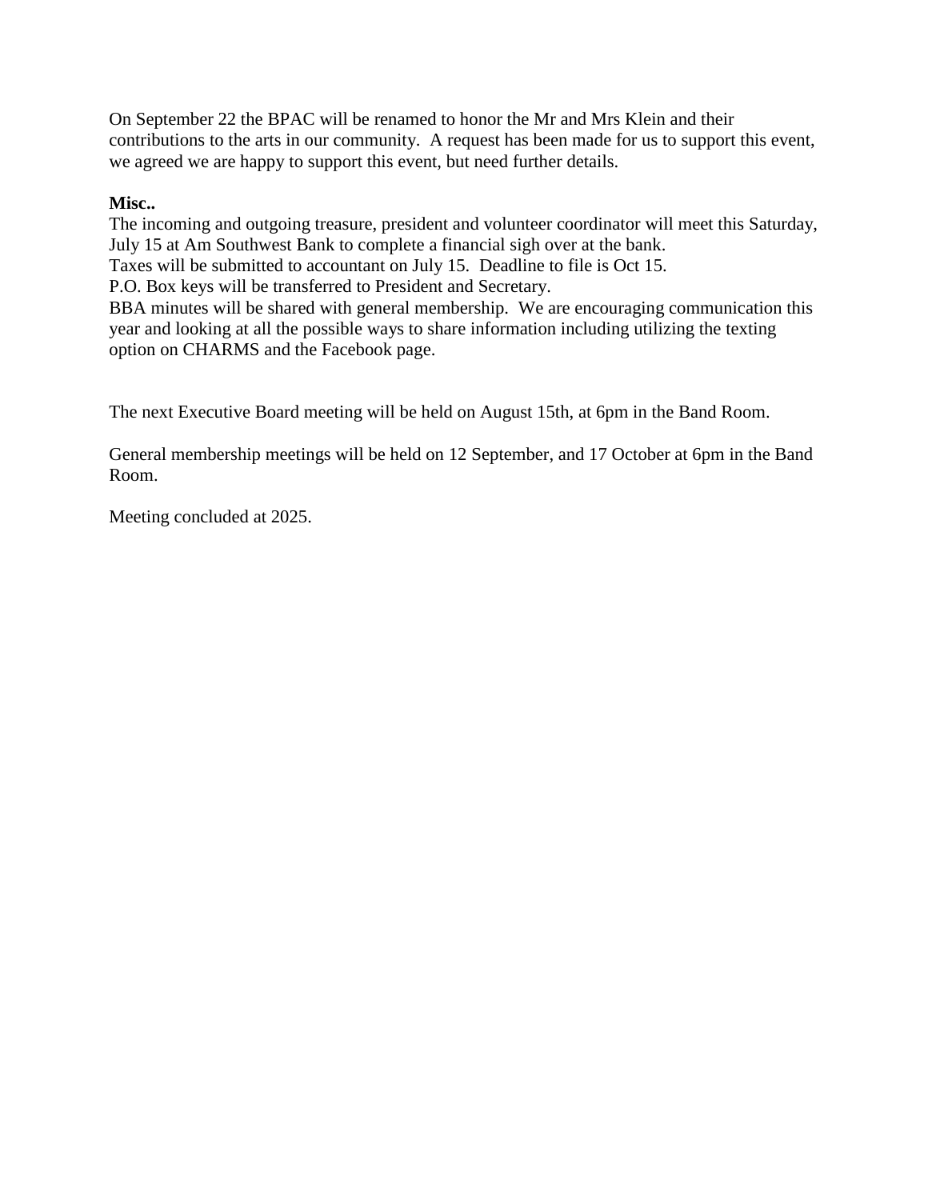On September 22 the BPAC will be renamed to honor the Mr and Mrs Klein and their contributions to the arts in our community. A request has been made for us to support this event, we agreed we are happy to support this event, but need further details.

**Misc..**

The incoming and outgoing treasure, president and volunteer coordinator will meet this Saturday, July 15 at Am Southwest Bank to complete a financial sigh over at the bank.
Taxes will be submitted to accountant on July 15. Deadline to file is Oct 15.
P.O. Box keys will be transferred to President and Secretary.
BBA minutes will be shared with general membership. We are encouraging communication this year and looking at all the possible ways to share information including utilizing the texting option on CHARMS and the Facebook page.

The next Executive Board meeting will be held on August 15th, at 6pm in the Band Room.

General membership meetings will be held on 12 September, and 17 October at 6pm in the Band Room.

Meeting concluded at 2025.